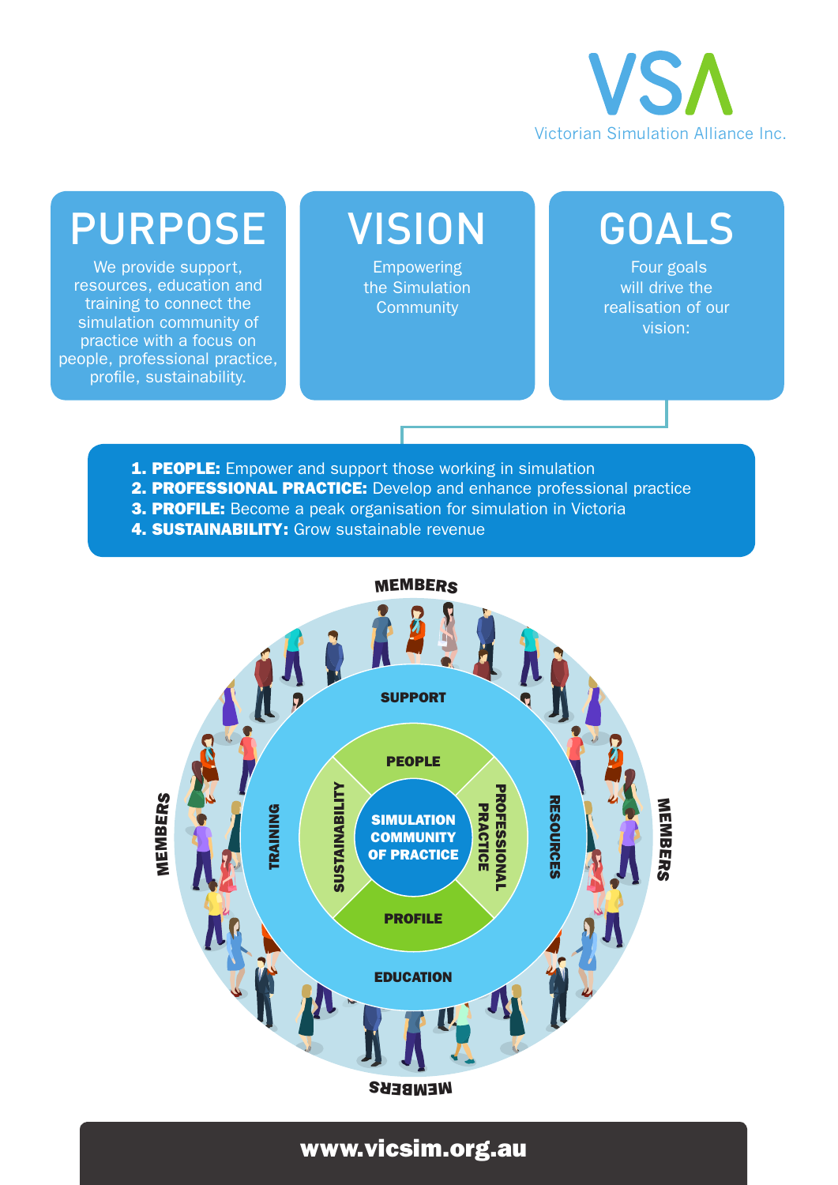# VSA

Victorian Simulation Alliance Inc.

## PURPOSE

We provide support, resources, education and training to connect the simulation community of practice with a focus on people, professional practice, profile, sustainability.

## VISION

Empowering the Simulation Community

## GOALS

Four goals will drive the realisation of our vision:

1. **PEOPLE:** Empower and support those working in simulation
2. **PROFESSIONAL PRACTICE:** Develop and enhance professional practice
3. **PROFILE:** Become a peak organisation for simulation in Victoria
4. **SUSTAINABILITY:** Grow sustainable revenue

MEMBERS

SUPPORT

TRAINING

RESOURCES

EDUCATION

PEOPLE

SUSTAINABILITY

PROFESSIONAL PRACTICE

PROFILE

SIMULATION COMMUNITY OF PRACTICE

**www.vicsim.org.au**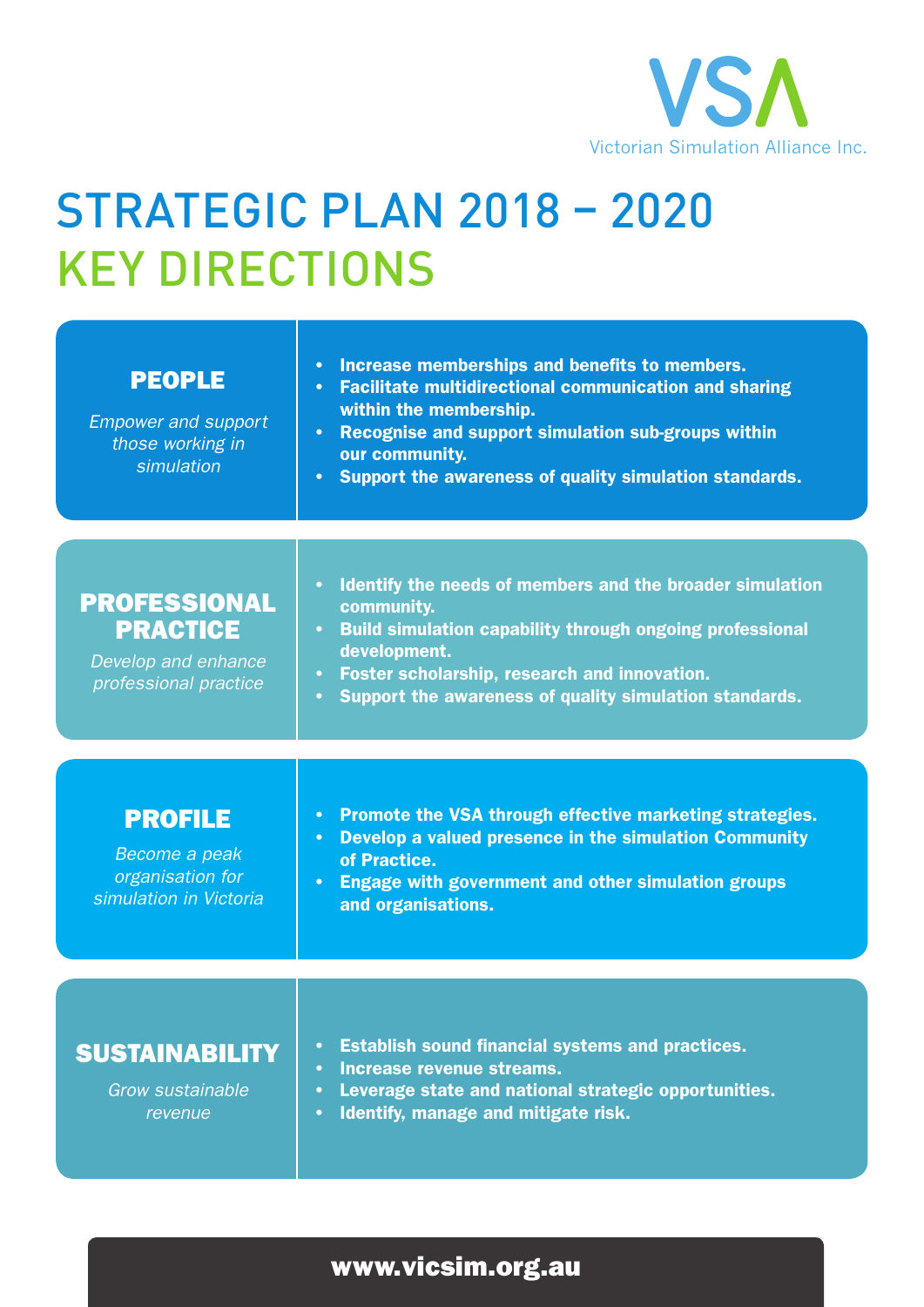VSA

Victorian Simulation Alliance Inc.

# STRATEGIC PLAN 2018 – 2020
# KEY DIRECTIONS

## PEOPLE

*Empower and support those working in simulation*

- **Increase memberships and benefits to members.**
- **Facilitate multidirectional communication and sharing within the membership.**
- **Recognise and support simulation sub-groups within our community.**
- **Support the awareness of quality simulation standards.**

## PROFESSIONAL PRACTICE

*Develop and enhance professional practice*

- **Identify the needs of members and the broader simulation community.**
- **Build simulation capability through ongoing professional development.**
- **Foster scholarship, research and innovation.**
- **Support the awareness of quality simulation standards.**

## PROFILE

*Become a peak organisation for simulation in Victoria*

- **Promote the VSA through effective marketing strategies.**
- **Develop a valued presence in the simulation Community of Practice.**
- **Engage with government and other simulation groups and organisations.**

## SUSTAINABILITY

*Grow sustainable revenue*

- **Establish sound financial systems and practices.**
- **Increase revenue streams.**
- **Leverage state and national strategic opportunities.**
- **Identify, manage and mitigate risk.**

**www.vicsim.org.au**